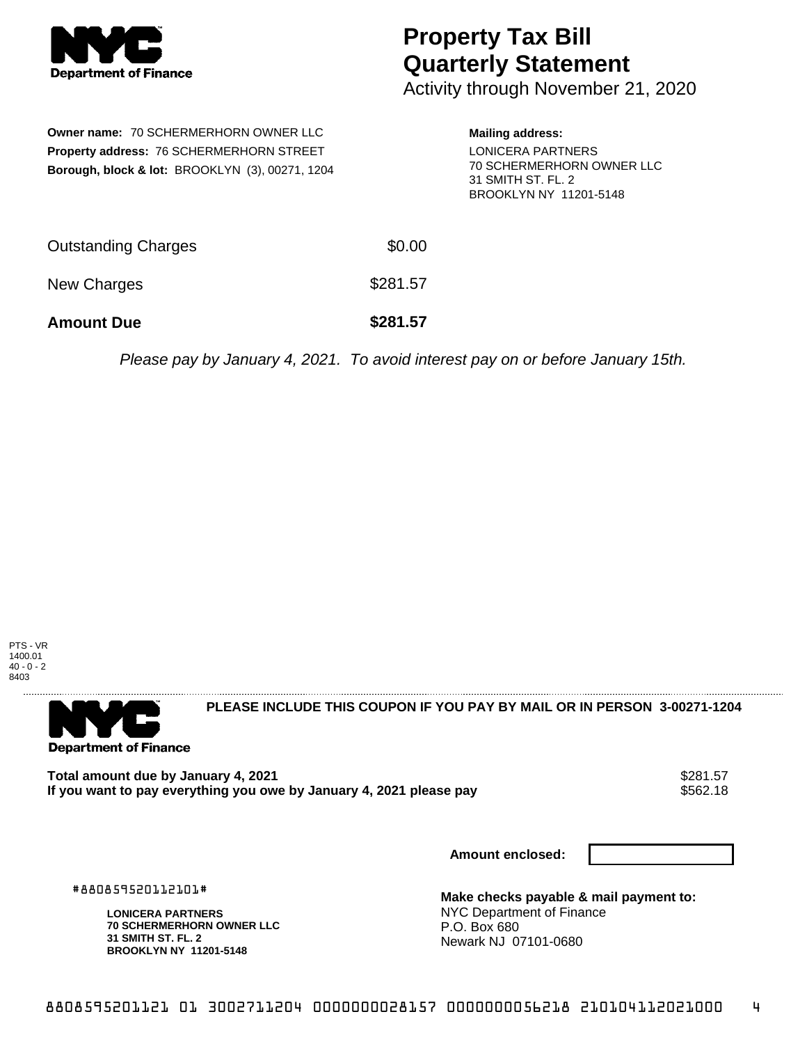# Property Tax Bill Quarterly Statement

Activity through November 21, 2020

**Owner name:** 70 SCHERMERHORN OWNER LLC
**Property address:** 76 SCHERMERHORN STREET
**Borough, block & lot:** BROOKLYN (3), 00271, 1204

**Mailing address:**
LONICERA PARTNERS
70 SCHERMERHORN OWNER LLC
31 SMITH ST. FL. 2
BROOKLYN NY 11201-5148

| | |
|---|---|
| Outstanding Charges | $0.00 |
| New Charges | $281.57 |
| **Amount Due** | **$281.57** |

*Please pay by January 4, 2021. To avoid interest pay on or before January 15th.*

PTS - VR
1400.01
40 - 0 - 2
8403

**PLEASE INCLUDE THIS COUPON IF YOU PAY BY MAIL OR IN PERSON 3-00271-1204**

| | |
|---|---|
| **Total amount due by January 4, 2021** | $281.57 |
| **If you want to pay everything you owe by January 4, 2021 please pay** | $562.18 |

**Amount enclosed:**

#880859520112101#

**LONICERA PARTNERS**
**70 SCHERMERHORN OWNER LLC**
**31 SMITH ST. FL. 2**
**BROOKLYN NY 11201-5148**

**Make checks payable & mail payment to:**
NYC Department of Finance
P.O. Box 680
Newark NJ 07101-0680

8808595201121 01 3002711204 0000000028157 0000000056218 210104112021000 4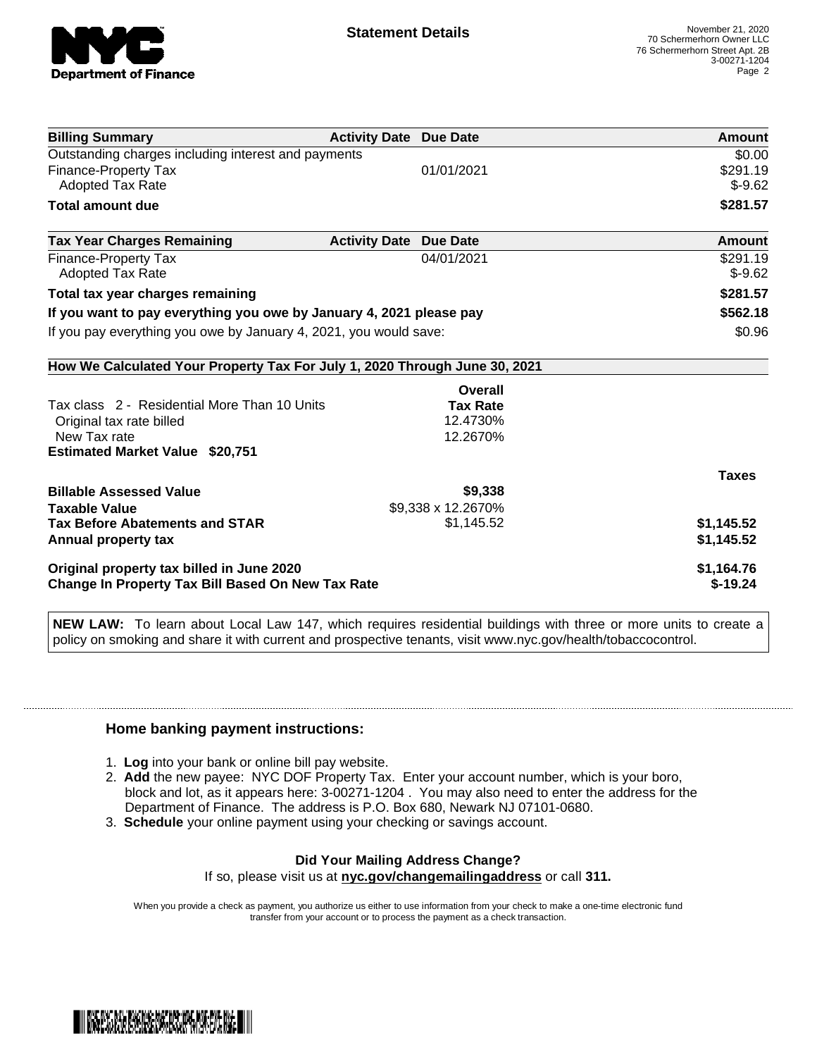# Statement Details

November 21, 2020
70 Schermerhorn Owner LLC
76 Schermerhorn Street Apt. 2B
3-00271-1204

| Billing Summary | Activity Date | Due Date | Amount |
|---|---|---|---|
| Outstanding charges including interest and payments | | | $0.00 |
| Finance-Property Tax | | 01/01/2021 | $291.19 |
| Adopted Tax Rate | | | $-9.62 |
| **Total amount due** | | | **$281.57** |

| Tax Year Charges Remaining | Activity Date | Due Date | Amount |
|---|---|---|---|
| Finance-Property Tax | | 04/01/2021 | $291.19 |
| Adopted Tax Rate | | | $-9.62 |
| **Total tax year charges remaining** | | | **$281.57** |
| **If you want to pay everything you owe by January 4, 2021 please pay** | | | **$562.18** |
| If you pay everything you owe by January 4, 2021, you would save: | | | $0.96 |

## How We Calculated Your Property Tax For July 1, 2020 Through June 30, 2021

| | Overall Tax Rate | |
|---|---|---|
| Tax class 2 - Residential More Than 10 Units | | |
| Original tax rate billed | 12.4730% | |
| New Tax rate | 12.2670% | |
| **Estimated Market Value $20,751** | | |
| | | **Taxes** |
| **Billable Assessed Value** | **$9,338** | |
| **Taxable Value** | $9,338 x 12.2670% | |
| **Tax Before Abatements and STAR** | $1,145.52 | **$1,145.52** |
| **Annual property tax** | | **$1,145.52** |
| **Original property tax billed in June 2020** | | **$1,164.76** |
| **Change In Property Tax Bill Based On New Tax Rate** | | **$-19.24** |

**NEW LAW:** To learn about Local Law 147, which requires residential buildings with three or more units to create a policy on smoking and share it with current and prospective tenants, visit www.nyc.gov/health/tobaccocontrol.

### Home banking payment instructions:

1. **Log** into your bank or online bill pay website.
2. **Add** the new payee: NYC DOF Property Tax. Enter your account number, which is your boro, block and lot, as it appears here: 3-00271-1204 . You may also need to enter the address for the Department of Finance. The address is P.O. Box 680, Newark NJ 07101-0680.
3. **Schedule** your online payment using your checking or savings account.

**Did Your Mailing Address Change?**
If so, please visit us at **nyc.gov/changemailingaddress** or call **311.**

When you provide a check as payment, you authorize us either to use information from your check to make a one-time electronic fund transfer from your account or to process the payment as a check transaction.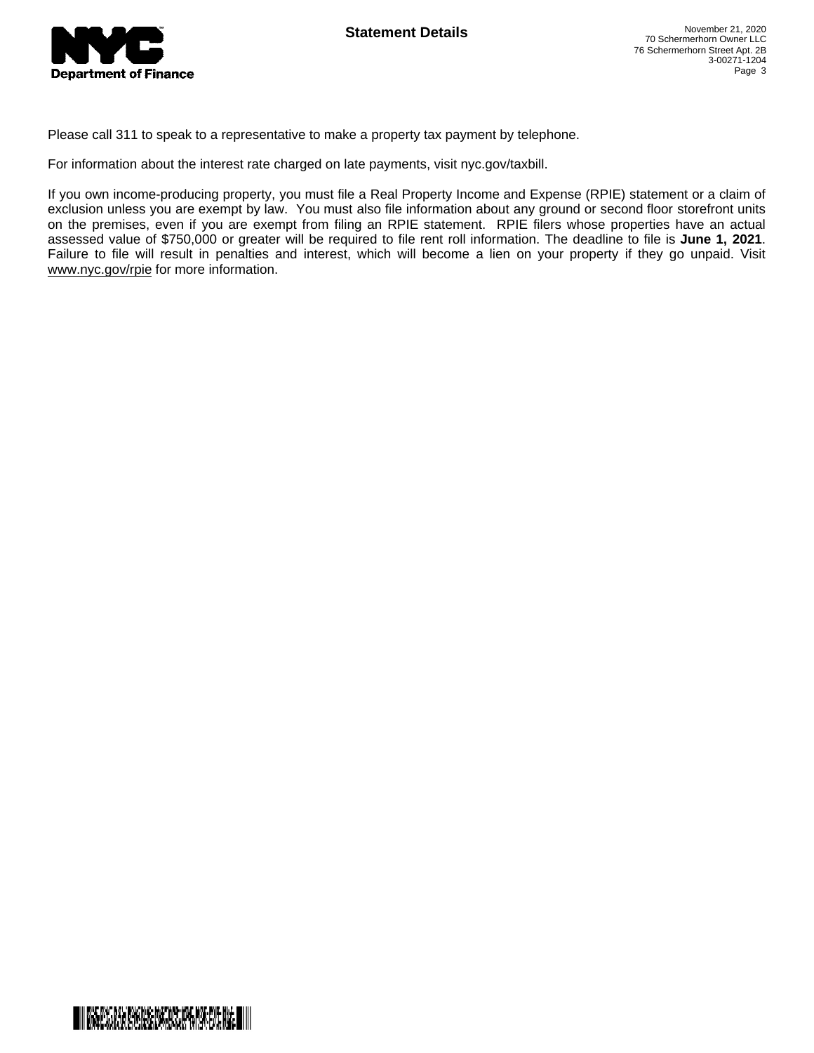Please call 311 to speak to a representative to make a property tax payment by telephone.

For information about the interest rate charged on late payments, visit nyc.gov/taxbill.

If you own income-producing property, you must file a Real Property Income and Expense (RPIE) statement or a claim of exclusion unless you are exempt by law. You must also file information about any ground or second floor storefront units on the premises, even if you are exempt from filing an RPIE statement. RPIE filers whose properties have an actual assessed value of $750,000 or greater will be required to file rent roll information. The deadline to file is **June 1, 2021**. Failure to file will result in penalties and interest, which will become a lien on your property if they go unpaid. Visit www.nyc.gov/rpie for more information.